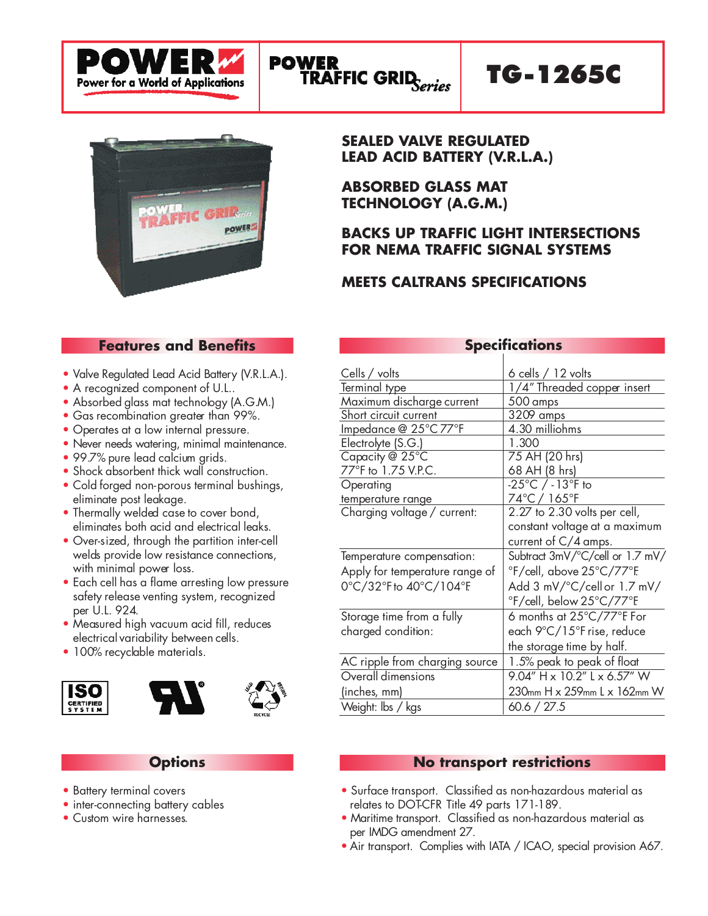# POWER

Power for a World of Applications

POWER TRAFFIC GRID *Series*

# TG-1265C

## SEALED VALVE REGULATED LEAD ACID BATTERY (V.R.L.A.)

## ABSORBED GLASS MAT TECHNOLOGY (A.G.M.)

## BACKS UP TRAFFIC LIGHT INTERSECTIONS FOR NEMA TRAFFIC SIGNAL SYSTEMS

## MEETS CALTRANS SPECIFICATIONS

## Features and Benefits

- Valve Regulated Lead Acid Battery (V.R.L.A.).
- A recognized component of U.L..
- Absorbed glass mat technology (A.G.M.)
- Gas recombination greater than 99%.
- Operates at a low internal pressure.
- Never needs watering, minimal maintenance.
- 99.7% pure lead calcium grids.
- Shock absorbent thick wall construction.
- Cold forged non-porous terminal bushings, eliminate post leakage.
- Thermally welded case to cover bond, eliminates both acid and electrical leaks.
- Over-sized, through the partition inter-cell welds provide low resistance connections, with minimal power loss.
- Each cell has a flame arresting low pressure safety release venting system, recognized per U.L. 924.
- Measured high vacuum acid fill, reduces electrical variability between cells.
- 100% recyclable materials.

ISO CERTIFIED SYSTEM

## Specifications

| | |
|---|---|
| Cells / volts | 6 cells / 12 volts |
| Terminal type | 1/4" Threaded copper insert |
| Maximum discharge current | 500 amps |
| Short circuit current | 3209 amps |
| Impedance @ 25°C 77°F | 4.30 milliohms |
| Electrolyte (S.G.) | 1.300 |
| Capacity @ 25°C 77°F to 1.75 V.P.C. | 75 AH (20 hrs) 68 AH (8 hrs) |
| Operating temperature range | -25°C / -13°F to 74°C / 165°F |
| Charging voltage / current: | 2.27 to 2.30 volts per cell, constant voltage at a maximum current of C/4 amps. |
| Temperature compensation: Apply for temperature range of 0°C/32°F to 40°C/104°F. | Subtract 3mV/°C/cell or 1.7 mV/°F/cell, above 25°C/77°F. Add 3 mV/°C/cell or 1.7 mV/°F/cell, below 25°C/77°F. |
| Storage time from a fully charged condition: | 6 months at 25°C/77°F. For each 9°C/15°F rise, reduce the storage time by half. |
| AC ripple from charging source | 1.5% peak to peak of float |
| Overall dimensions (inches, mm) | 9.04" H x 10.2" L x 6.57" W 230mm H x 259mm L x 162mm W |
| Weight: lbs / kgs | 60.6 / 27.5 |

## Options

- Battery terminal covers
- inter-connecting battery cables
- Custom wire harnesses.

## No transport restrictions

- Surface transport. Classified as non-hazardous material as relates to DOT-CFR Title 49 parts 171-189.
- Maritime transport. Classified as non-hazardous material as per IMDG amendment 27.
- Air transport. Complies with IATA / ICAO, special provision A67.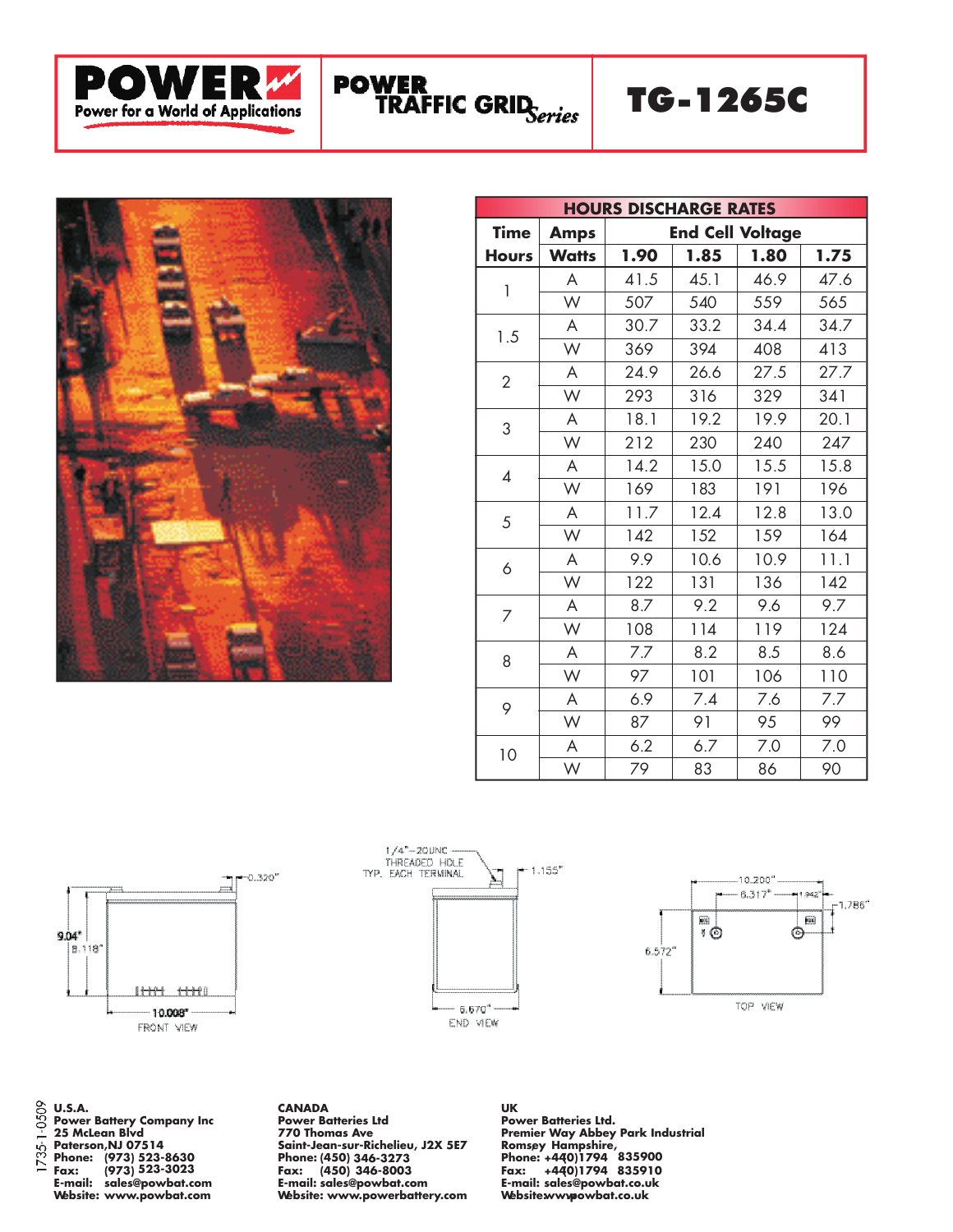POWER
Power for a World of Applications

POWER TRAFFIC GRID *Series*

# TG-1265C

| HOURS DISCHARGE RATES | | | | | |
|---|---|---|---|---|---|
| Time | Amps | End Cell Voltage | | | |
| Hours | Watts | 1.90 | 1.85 | 1.80 | 1.75 |
| 1 | A | 41.5 | 45.1 | 46.9 | 47.6 |
| | W | 507 | 540 | 559 | 565 |
| 1.5 | A | 30.7 | 33.2 | 34.4 | 34.7 |
| | W | 369 | 394 | 408 | 413 |
| 2 | A | 24.9 | 26.6 | 27.5 | 27.7 |
| | W | 293 | 316 | 329 | 341 |
| 3 | A | 18.1 | 19.2 | 19.9 | 20.1 |
| | W | 212 | 230 | 240 | 247 |
| 4 | A | 14.2 | 15.0 | 15.5 | 15.8 |
| | W | 169 | 183 | 191 | 196 |
| 5 | A | 11.7 | 12.4 | 12.8 | 13.0 |
| | W | 142 | 152 | 159 | 164 |
| 6 | A | 9.9 | 10.6 | 10.9 | 11.1 |
| | W | 122 | 131 | 136 | 142 |
| 7 | A | 8.7 | 9.2 | 9.6 | 9.7 |
| | W | 108 | 114 | 119 | 124 |
| 8 | A | 7.7 | 8.2 | 8.5 | 8.6 |
| | W | 97 | 101 | 106 | 110 |
| 9 | A | 6.9 | 7.4 | 7.6 | 7.7 |
| | W | 87 | 91 | 95 | 99 |
| 10 | A | 6.2 | 6.7 | 7.0 | 7.0 |
| | W | 79 | 83 | 86 | 90 |

0.320"
9.04"
8.118"
10.008"
FRONT VIEW

1/4"-20UNC THREADED HOLE TYP. EACH TERMINAL
1.155"
6.670"
END VIEW

10.200"
8.317"
1.942"
1.786"
6.572"
TOP VIEW

**U.S.A.**
**Power Battery Company Inc**
**25 McLean Blvd**
**Paterson,NJ 07514**
**Phone: (973) 523-8630**
**Fax: (973) 523-3023**
**E-mail: sales@powbat.com**
**Website: www.powbat.com**

**CANADA**
**Power Batteries Ltd**
**770 Thomas Ave**
**Saint-Jean-sur-Richelieu, J2X 5E7**
**Phone: (450) 346-3273**
**Fax: (450) 346-8003**
**E-mail: sales@powbat.com**
**Website: www.powerbattery.com**

**UK**
**Power Batteries Ltd.**
**Premier Way Abbey Park Industrial**
**Romsey Hampshire,**
**Phone: +44(0)1794 835900**
**Fax: +44(0)1794 835910**
**E-mail: sales@powbat.co.uk**
**Website:www.powbat.co.uk**

1735-1-0509